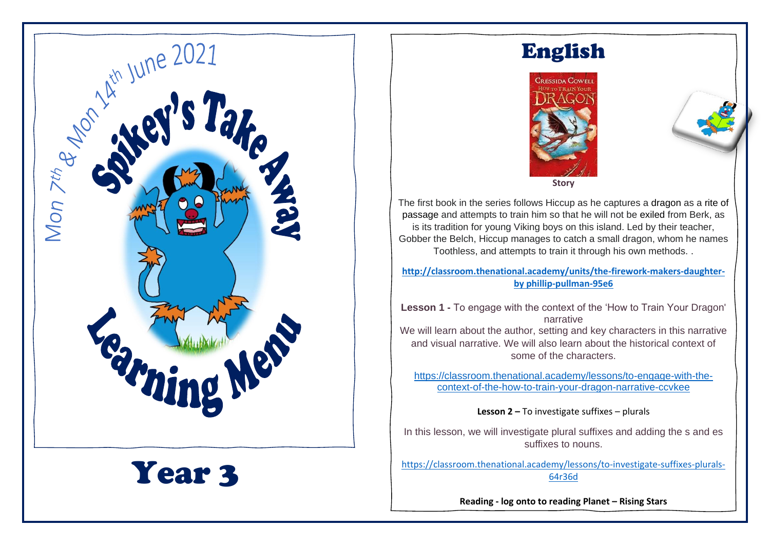Mon 7th & Mon 14th June 2021

# Spikey's Take Away Learning Menu

# Year 3

# English

**Story**

The first book in the series follows Hiccup as he captures a dragon as a rite of passage and attempts to train him so that he will not be exiled from Berk, as is its tradition for young Viking boys on this island. Led by their teacher, Gobber the Belch, Hiccup manages to catch a small dragon, whom he names Toothless, and attempts to train it through his own methods. .

**http://classroom.thenational.academy/units/the-firework-makers-daughter-by phillip-pullman-95e6**

**Lesson 1 -** To engage with the context of the 'How to Train Your Dragon' narrative

We will learn about the author, setting and key characters in this narrative and visual narrative. We will also learn about the historical context of some of the characters.

https://classroom.thenational.academy/lessons/to-engage-with-the-context-of-the-how-to-train-your-dragon-narrative-ccvkee

**Lesson 2 –** To investigate suffixes – plurals

In this lesson, we will investigate plural suffixes and adding the s and es suffixes to nouns.

https://classroom.thenational.academy/lessons/to-investigate-suffixes-plurals-64r36d

**Reading - log onto to reading Planet – Rising Stars**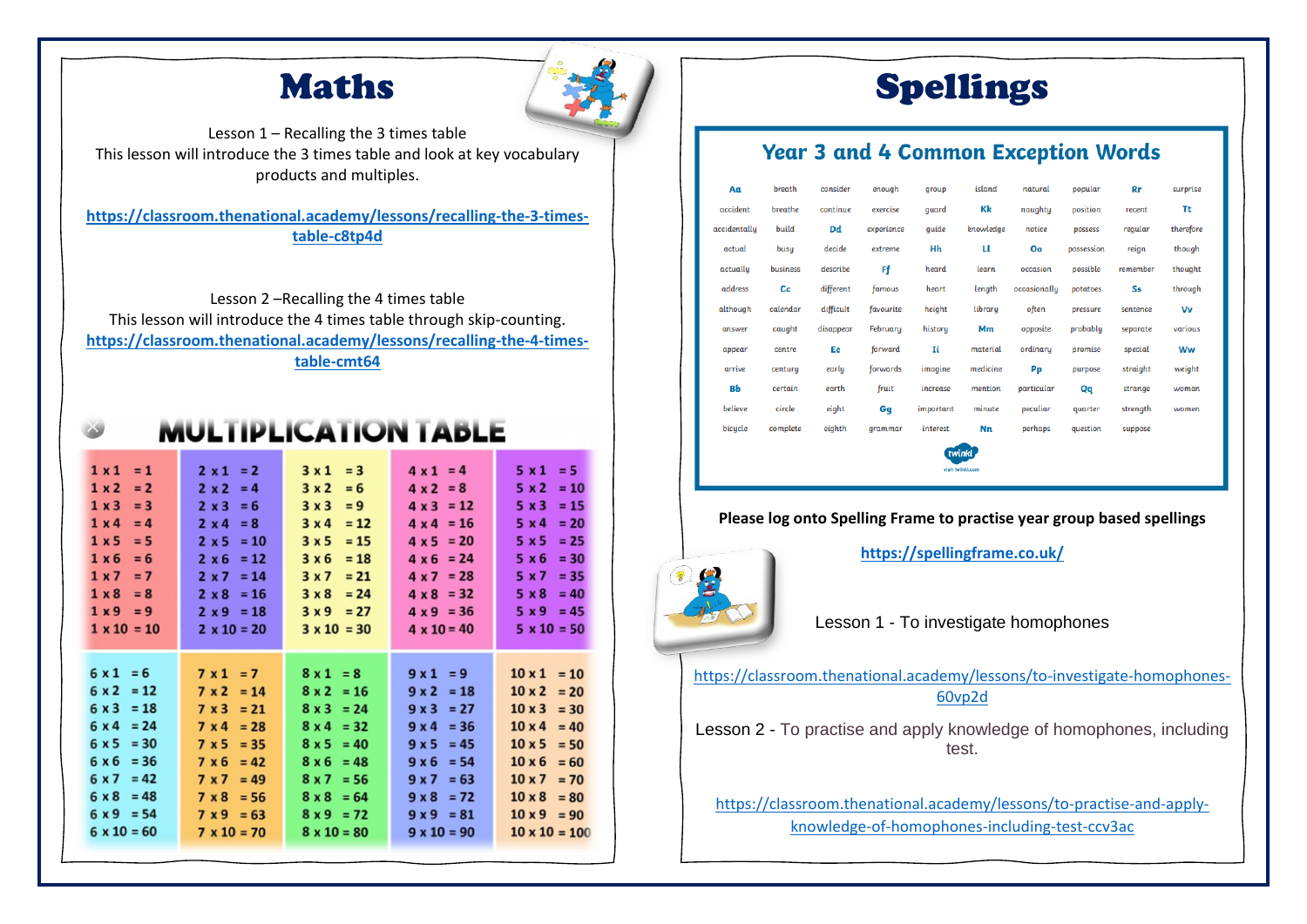# Maths

Lesson 1 – Recalling the 3 times table
This lesson will introduce the 3 times table and look at key vocabulary products and multiples.

https://classroom.thenational.academy/lessons/recalling-the-3-times-table-c8tp4d

Lesson 2 –Recalling the 4 times table
This lesson will introduce the 4 times table through skip-counting.
https://classroom.thenational.academy/lessons/recalling-the-4-times-table-cmt64

## MULTIPLICATION TABLE

| | | | | |
|---|---|---|---|---|
| 1 x 1 = 1 | 2 x 1 = 2 | 3 x 1 = 3 | 4 x 1 = 4 | 5 x 1 = 5 |
| 1 x 2 = 2 | 2 x 2 = 4 | 3 x 2 = 6 | 4 x 2 = 8 | 5 x 2 = 10 |
| 1 x 3 = 3 | 2 x 3 = 6 | 3 x 3 = 9 | 4 x 3 = 12 | 5 x 3 = 15 |
| 1 x 4 = 4 | 2 x 4 = 8 | 3 x 4 = 12 | 4 x 4 = 16 | 5 x 4 = 20 |
| 1 x 5 = 5 | 2 x 5 = 10 | 3 x 5 = 15 | 4 x 5 = 20 | 5 x 5 = 25 |
| 1 x 6 = 6 | 2 x 6 = 12 | 3 x 6 = 18 | 4 x 6 = 24 | 5 x 6 = 30 |
| 1 x 7 = 7 | 2 x 7 = 14 | 3 x 7 = 21 | 4 x 7 = 28 | 5 x 7 = 35 |
| 1 x 8 = 8 | 2 x 8 = 16 | 3 x 8 = 24 | 4 x 8 = 32 | 5 x 8 = 40 |
| 1 x 9 = 9 | 2 x 9 = 18 | 3 x 9 = 27 | 4 x 9 = 36 | 5 x 9 = 45 |
| 1 x 10 = 10 | 2 x 10 = 20 | 3 x 10 = 30 | 4 x 10 = 40 | 5 x 10 = 50 |
| 6 x 1 = 6 | 7 x 1 = 7 | 8 x 1 = 8 | 9 x 1 = 9 | 10 x 1 = 10 |
| 6 x 2 = 12 | 7 x 2 = 14 | 8 x 2 = 16 | 9 x 2 = 18 | 10 x 2 = 20 |
| 6 x 3 = 18 | 7 x 3 = 21 | 8 x 3 = 24 | 9 x 3 = 27 | 10 x 3 = 30 |
| 6 x 4 = 24 | 7 x 4 = 28 | 8 x 4 = 32 | 9 x 4 = 36 | 10 x 4 = 40 |
| 6 x 5 = 30 | 7 x 5 = 35 | 8 x 5 = 40 | 9 x 5 = 45 | 10 x 5 = 50 |
| 6 x 6 = 36 | 7 x 6 = 42 | 8 x 6 = 48 | 9 x 6 = 54 | 10 x 6 = 60 |
| 6 x 7 = 42 | 7 x 7 = 49 | 8 x 7 = 56 | 9 x 7 = 63 | 10 x 7 = 70 |
| 6 x 8 = 48 | 7 x 8 = 56 | 8 x 8 = 64 | 9 x 8 = 72 | 10 x 8 = 80 |
| 6 x 9 = 54 | 7 x 9 = 63 | 8 x 9 = 72 | 9 x 9 = 81 | 10 x 9 = 90 |
| 6 x 10 = 60 | 7 x 10 = 70 | 8 x 10 = 80 | 9 x 10 = 90 | 10 x 10 = 100 |

# Spellings

## Year 3 and 4 Common Exception Words

| | | | | | | | | | |
|---|---|---|---|---|---|---|---|---|---|
| **Aa** | breath | consider | enough | group | island | natural | popular | **Rr** | surprise |
| accident | breathe | continue | exercise | guard | **Kk** | naughty | position | recent | **Tt** |
| accidentally | build | **Dd** | experience | guide | knowledge | notice | possess | regular | therefore |
| actual | busy | decide | extreme | **Hh** | **Ll** | **Oo** | possession | reign | though |
| actually | business | describe | **Ff** | heard | learn | occasion | possible | remember | thought |
| address | **Cc** | different | famous | heart | length | occasionally | potatoes | **Ss** | through |
| although | calendar | difficult | favourite | height | library | often | pressure | sentence | **Vv** |
| answer | caught | disappear | February | history | **Mm** | opposite | probably | separate | various |
| appear | centre | **Ee** | forward | **Ii** | material | ordinary | promise | special | **Ww** |
| arrive | century | early | forwards | imagine | medicine | **Pp** | purpose | straight | weight |
| **Bb** | certain | earth | fruit | increase | mention | particular | **Qq** | strange | woman |
| believe | circle | eight | **Gg** | important | minute | peculiar | quarter | strength | women |
| bicycle | complete | eighth | grammar | interest | **Nn** | perhaps | question | suppose | |

**Please log onto Spelling Frame to practise year group based spellings**

https://spellingframe.co.uk/

Lesson 1 - To investigate homophones

https://classroom.thenational.academy/lessons/to-investigate-homophones-60vp2d

Lesson 2 - To practise and apply knowledge of homophones, including test.

https://classroom.thenational.academy/lessons/to-practise-and-apply-knowledge-of-homophones-including-test-ccv3ac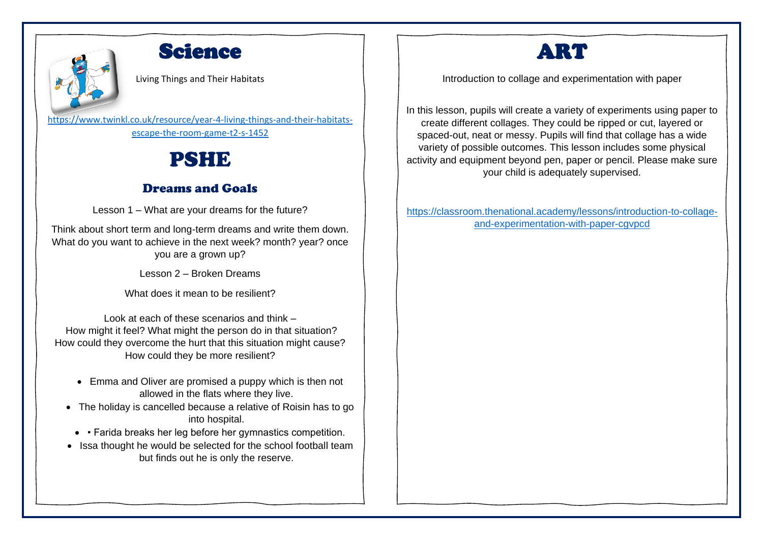# Science

Living Things and Their Habitats

https://www.twinkl.co.uk/resource/year-4-living-things-and-their-habitats-escape-the-room-game-t2-s-1452

# PSHE

## Dreams and Goals

Lesson 1 – What are your dreams for the future?

Think about short term and long-term dreams and write them down. What do you want to achieve in the next week? month? year? once you are a grown up?

Lesson 2 – Broken Dreams

What does it mean to be resilient?

Look at each of these scenarios and think –
How might it feel? What might the person do in that situation? How could they overcome the hurt that this situation might cause? How could they be more resilient?

- Emma and Oliver are promised a puppy which is then not allowed in the flats where they live.
- The holiday is cancelled because a relative of Roisin has to go into hospital.
- • Farida breaks her leg before her gymnastics competition.
- Issa thought he would be selected for the school football team but finds out he is only the reserve.

# ART

Introduction to collage and experimentation with paper

In this lesson, pupils will create a variety of experiments using paper to create different collages. They could be ripped or cut, layered or spaced-out, neat or messy. Pupils will find that collage has a wide variety of possible outcomes. This lesson includes some physical activity and equipment beyond pen, paper or pencil. Please make sure your child is adequately supervised.

https://classroom.thenational.academy/lessons/introduction-to-collage-and-experimentation-with-paper-cgvpcd